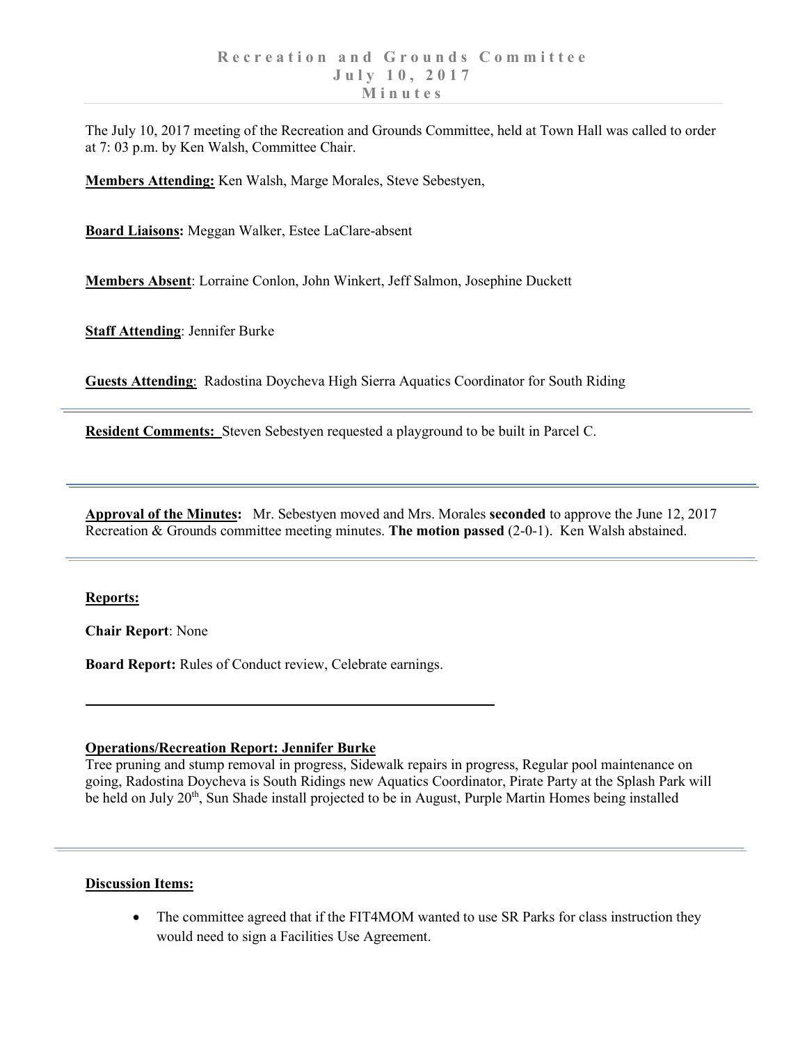# Recreation and Grounds Committee
## July 10, 2017
## Minutes

The July 10, 2017 meeting of the Recreation and Grounds Committee, held at Town Hall was called to order at 7: 03 p.m. by Ken Walsh, Committee Chair.

**Members Attending:** Ken Walsh, Marge Morales, Steve Sebestyen,

**Board Liaisons:** Meggan Walker, Estee LaClare-absent

**Members Absent**: Lorraine Conlon, John Winkert, Jeff Salmon, Josephine Duckett

**Staff Attending**: Jennifer Burke

**Guests Attending**: Radostina Doycheva High Sierra Aquatics Coordinator for South Riding

---

**Resident Comments:** Steven Sebestyen requested a playground to be built in Parcel C.

---

**Approval of the Minutes:** Mr. Sebestyen moved and Mrs. Morales **seconded** to approve the June 12, 2017 Recreation & Grounds committee meeting minutes. **The motion passed** (2-0-1). Ken Walsh abstained.

---

**Reports:**

**Chair Report**: None

**Board Report:** Rules of Conduct review, Celebrate earnings.

---

**Operations/Recreation Report: Jennifer Burke**

Tree pruning and stump removal in progress, Sidewalk repairs in progress, Regular pool maintenance on going, Radostina Doycheva is South Ridings new Aquatics Coordinator, Pirate Party at the Splash Park will be held on July 20th, Sun Shade install projected to be in August, Purple Martin Homes being installed

---

**Discussion Items:**

- The committee agreed that if the FIT4MOM wanted to use SR Parks for class instruction they would need to sign a Facilities Use Agreement.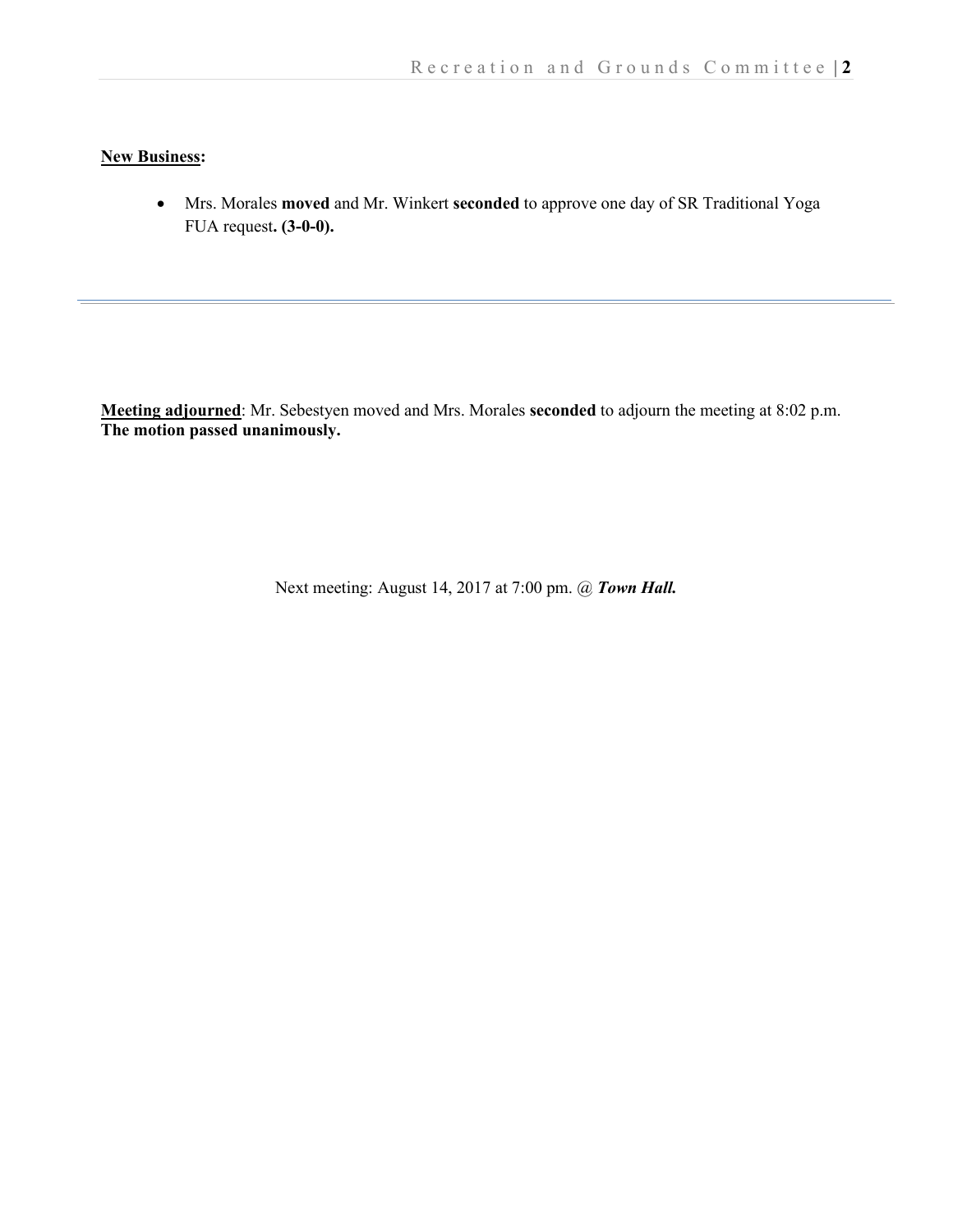**<u>New Business</u>:**

- Mrs. Morales **moved** and Mr. Winkert **seconded** to approve one day of SR Traditional Yoga FUA request**. (3-0-0).**

---

**<u>Meeting adjourned</u>**: Mr. Sebestyen moved and Mrs. Morales **seconded** to adjourn the meeting at 8:02 p.m. **The motion passed unanimously.**

Next meeting: August 14, 2017 at 7:00 pm. @ ***Town Hall.***